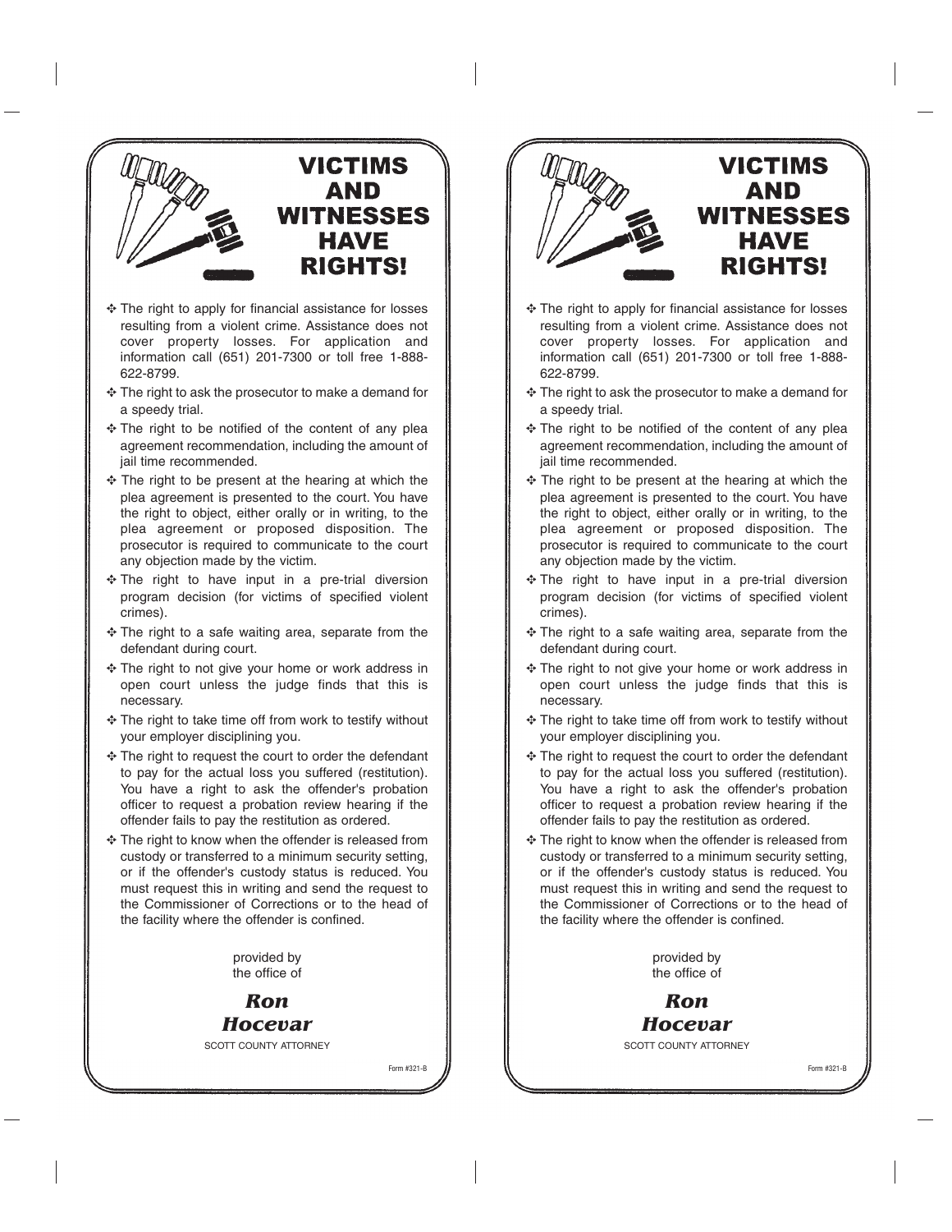# VICTIMS AND WITNESSES HAVE RIGHTS!

- The right to apply for financial assistance for losses resulting from a violent crime. Assistance does not cover property losses. For application and information call (651) 201-7300 or toll free 1-888-622-8799.
- The right to ask the prosecutor to make a demand for a speedy trial.
- The right to be notified of the content of any plea agreement recommendation, including the amount of jail time recommended.
- The right to be present at the hearing at which the plea agreement is presented to the court. You have the right to object, either orally or in writing, to the plea agreement or proposed disposition. The prosecutor is required to communicate to the court any objection made by the victim.
- The right to have input in a pre-trial diversion program decision (for victims of specified violent crimes).
- The right to a safe waiting area, separate from the defendant during court.
- The right to not give your home or work address in open court unless the judge finds that this is necessary.
- The right to take time off from work to testify without your employer disciplining you.
- The right to request the court to order the defendant to pay for the actual loss you suffered (restitution). You have a right to ask the offender's probation officer to request a probation review hearing if the offender fails to pay the restitution as ordered.
- The right to know when the offender is released from custody or transferred to a minimum security setting, or if the offender's custody status is reduced. You must request this in writing and send the request to the Commissioner of Corrections or to the head of the facility where the offender is confined.

provided by
the office of

***Ron Hocevar***

SCOTT COUNTY ATTORNEY

Form #321-B

# VICTIMS AND WITNESSES HAVE RIGHTS!

- The right to apply for financial assistance for losses resulting from a violent crime. Assistance does not cover property losses. For application and information call (651) 201-7300 or toll free 1-888-622-8799.
- The right to ask the prosecutor to make a demand for a speedy trial.
- The right to be notified of the content of any plea agreement recommendation, including the amount of jail time recommended.
- The right to be present at the hearing at which the plea agreement is presented to the court. You have the right to object, either orally or in writing, to the plea agreement or proposed disposition. The prosecutor is required to communicate to the court any objection made by the victim.
- The right to have input in a pre-trial diversion program decision (for victims of specified violent crimes).
- The right to a safe waiting area, separate from the defendant during court.
- The right to not give your home or work address in open court unless the judge finds that this is necessary.
- The right to take time off from work to testify without your employer disciplining you.
- The right to request the court to order the defendant to pay for the actual loss you suffered (restitution). You have a right to ask the offender's probation officer to request a probation review hearing if the offender fails to pay the restitution as ordered.
- The right to know when the offender is released from custody or transferred to a minimum security setting, or if the offender's custody status is reduced. You must request this in writing and send the request to the Commissioner of Corrections or to the head of the facility where the offender is confined.

provided by
the office of

***Ron Hocevar***

SCOTT COUNTY ATTORNEY

Form #321-B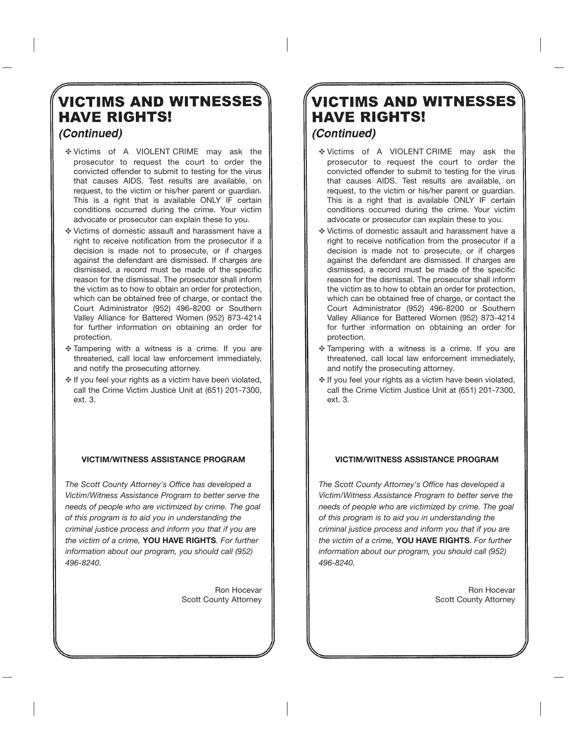# VICTIMS AND WITNESSES HAVE RIGHTS!

*(Continued)*

- Victims of A VIOLENT CRIME may ask the prosecutor to request the court to order the convicted offender to submit to testing for the virus that causes AIDS. Test results are available, on request, to the victim or his/her parent or guardian. This is a right that is available ONLY IF certain conditions occurred during the crime. Your victim advocate or prosecutor can explain these to you.
- Victims of domestic assault and harassment have a right to receive notification from the prosecutor if a decision is made not to prosecute, or if charges against the defendant are dismissed. If charges are dismissed, a record must be made of the specific reason for the dismissal. The prosecutor shall inform the victim as to how to obtain an order for protection, which can be obtained free of charge, or contact the Court Administrator (952) 496-8200 or Southern Valley Alliance for Battered Women (952) 873-4214 for further information on obtaining an order for protection.
- Tampering with a witness is a crime. If you are threatened, call local law enforcement immediately, and notify the prosecuting attorney.
- If you feel your rights as a victim have been violated, call the Crime Victim Justice Unit at (651) 201-7300, ext. 3.

**VICTIM/WITNESS ASSISTANCE PROGRAM**

*The Scott County Attorney's Office has developed a Victim/Witness Assistance Program to better serve the needs of people who are victimized by crime. The goal of this program is to aid you in understanding the criminal justice process and inform you that if you are the victim of a crime,* **YOU HAVE RIGHTS**. *For further information about our program, you should call (952) 496-8240.*

Ron Hocevar
Scott County Attorney

# VICTIMS AND WITNESSES HAVE RIGHTS!

*(Continued)*

- Victims of A VIOLENT CRIME may ask the prosecutor to request the court to order the convicted offender to submit to testing for the virus that causes AIDS. Test results are available, on request, to the victim or his/her parent or guardian. This is a right that is available ONLY IF certain conditions occurred during the crime. Your victim advocate or prosecutor can explain these to you.
- Victims of domestic assault and harassment have a right to receive notification from the prosecutor if a decision is made not to prosecute, or if charges against the defendant are dismissed. If charges are dismissed, a record must be made of the specific reason for the dismissal. The prosecutor shall inform the victim as to how to obtain an order for protection, which can be obtained free of charge, or contact the Court Administrator (952) 496-8200 or Southern Valley Alliance for Battered Women (952) 873-4214 for further information on obtaining an order for protection.
- Tampering with a witness is a crime. If you are threatened, call local law enforcement immediately, and notify the prosecuting attorney.
- If you feel your rights as a victim have been violated, call the Crime Victim Justice Unit at (651) 201-7300, ext. 3.

**VICTIM/WITNESS ASSISTANCE PROGRAM**

*The Scott County Attorney's Office has developed a Victim/Witness Assistance Program to better serve the needs of people who are victimized by crime. The goal of this program is to aid you in understanding the criminal justice process and inform you that if you are the victim of a crime,* **YOU HAVE RIGHTS**. *For further information about our program, you should call (952) 496-8240.*

Ron Hocevar
Scott County Attorney